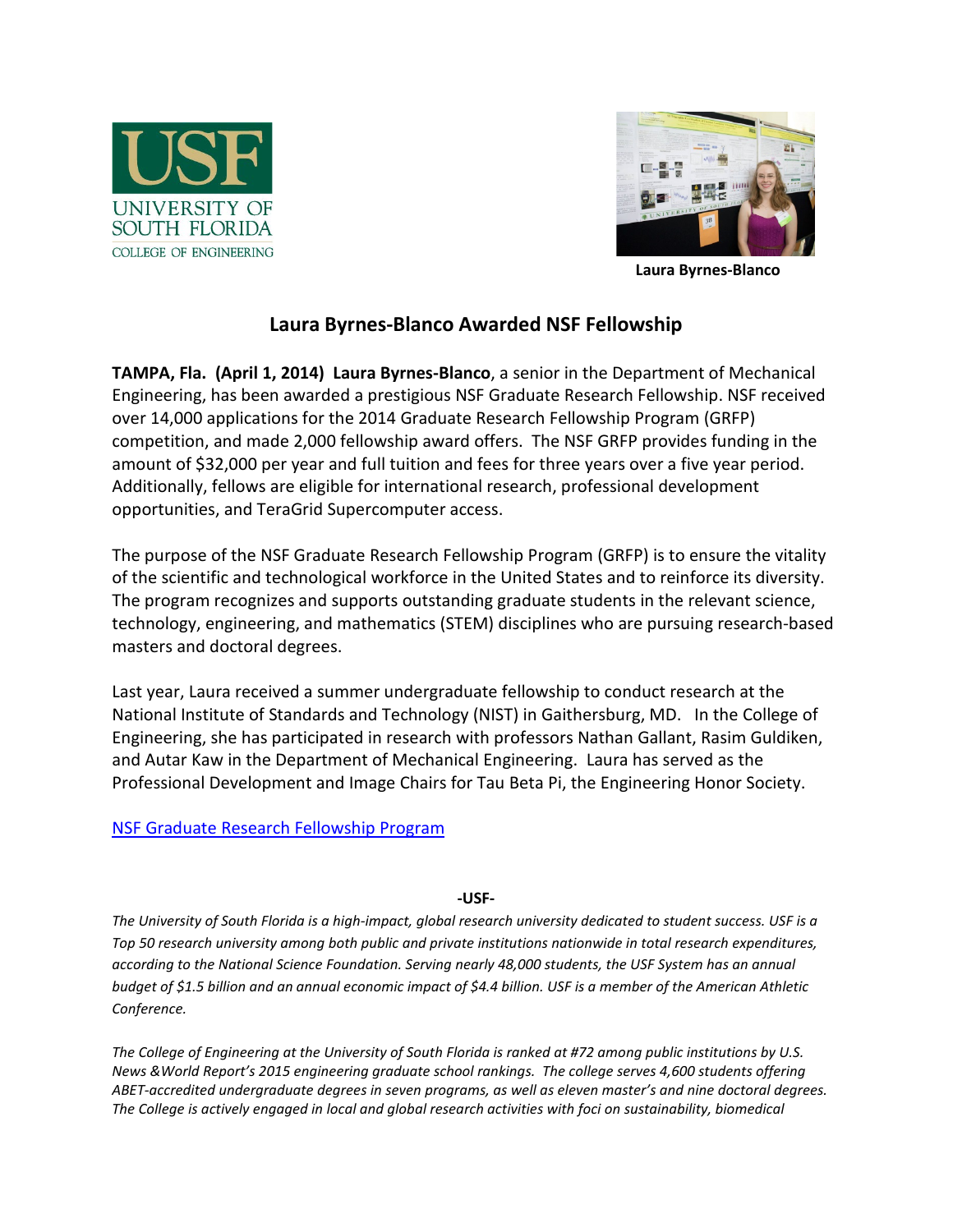USF
UNIVERSITY OF
SOUTH FLORIDA
COLLEGE OF ENGINEERING

**Laura Byrnes-Blanco**

# Laura Byrnes-Blanco Awarded NSF Fellowship

**TAMPA, Fla. (April 1, 2014) Laura Byrnes-Blanco**, a senior in the Department of Mechanical Engineering, has been awarded a prestigious NSF Graduate Research Fellowship. NSF received over 14,000 applications for the 2014 Graduate Research Fellowship Program (GRFP) competition, and made 2,000 fellowship award offers. The NSF GRFP provides funding in the amount of $32,000 per year and full tuition and fees for three years over a five year period. Additionally, fellows are eligible for international research, professional development opportunities, and TeraGrid Supercomputer access.

The purpose of the NSF Graduate Research Fellowship Program (GRFP) is to ensure the vitality of the scientific and technological workforce in the United States and to reinforce its diversity. The program recognizes and supports outstanding graduate students in the relevant science, technology, engineering, and mathematics (STEM) disciplines who are pursuing research-based masters and doctoral degrees.

Last year, Laura received a summer undergraduate fellowship to conduct research at the National Institute of Standards and Technology (NIST) in Gaithersburg, MD. In the College of Engineering, she has participated in research with professors Nathan Gallant, Rasim Guldiken, and Autar Kaw in the Department of Mechanical Engineering. Laura has served as the Professional Development and Image Chairs for Tau Beta Pi, the Engineering Honor Society.

NSF Graduate Research Fellowship Program

**-USF-**

*The University of South Florida is a high-impact, global research university dedicated to student success. USF is a Top 50 research university among both public and private institutions nationwide in total research expenditures, according to the National Science Foundation. Serving nearly 48,000 students, the USF System has an annual budget of $1.5 billion and an annual economic impact of $4.4 billion. USF is a member of the American Athletic Conference.*

*The College of Engineering at the University of South Florida is ranked at #72 among public institutions by U.S. News &World Report's 2015 engineering graduate school rankings. The college serves 4,600 students offering ABET-accredited undergraduate degrees in seven programs, as well as eleven master's and nine doctoral degrees. The College is actively engaged in local and global research activities with foci on sustainability, biomedical*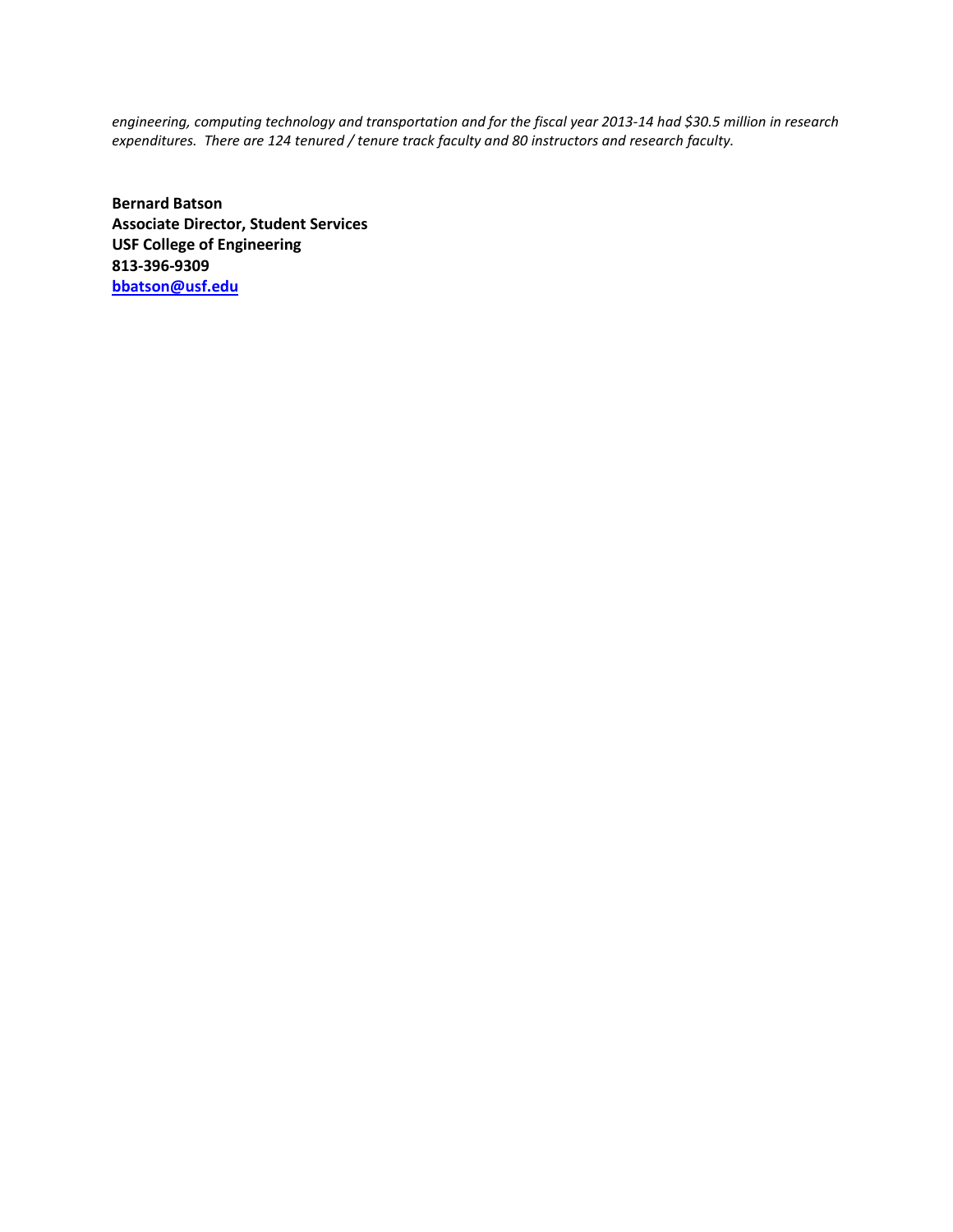*engineering, computing technology and transportation and for the fiscal year 2013-14 had $30.5 million in research expenditures. There are 124 tenured / tenure track faculty and 80 instructors and research faculty.*

**Bernard Batson**
**Associate Director, Student Services**
**USF College of Engineering**
**813-396-9309**
**bbatson@usf.edu**